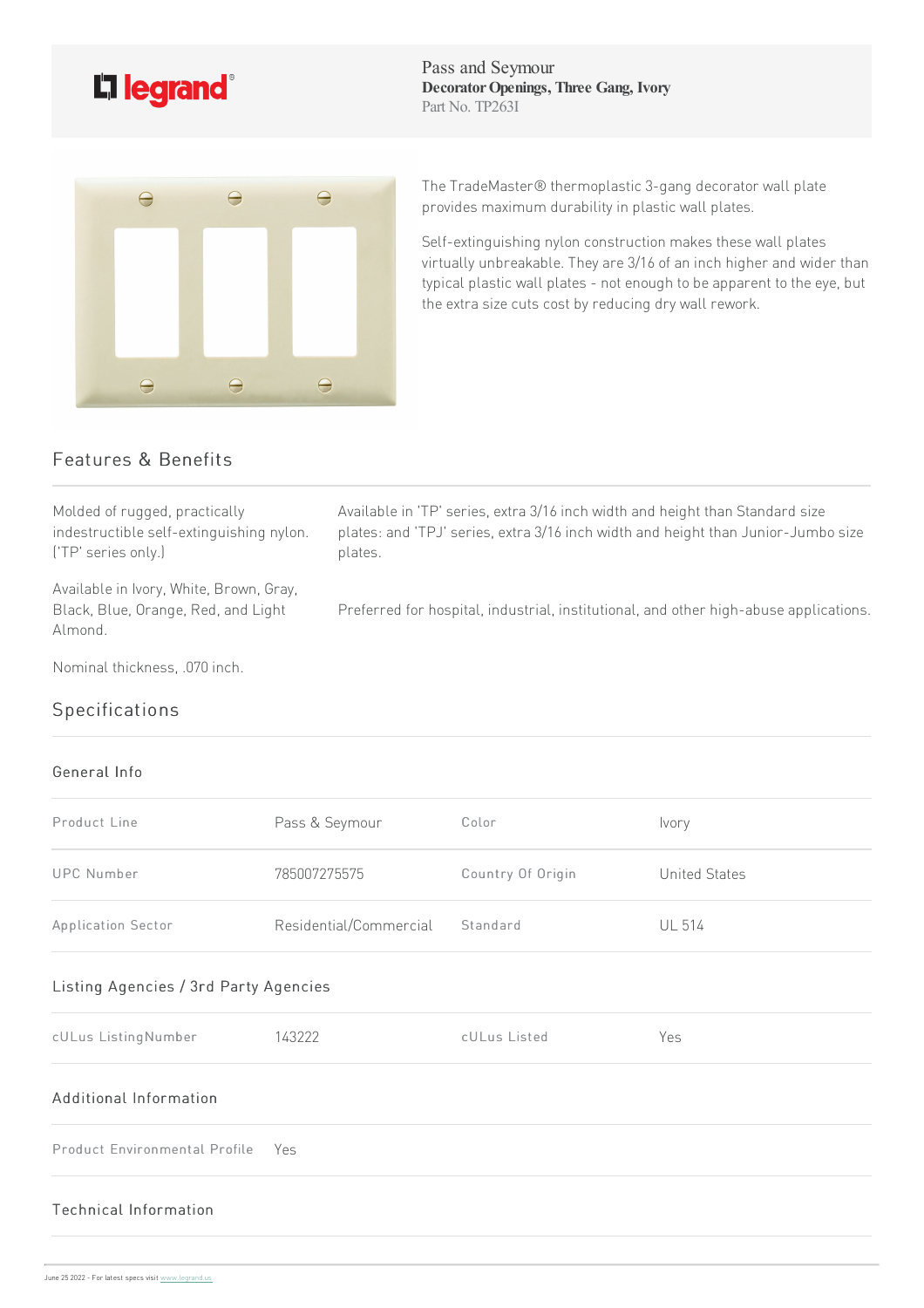Pass and Seymour
**Decorator Openings, Three Gang, Ivory**
Part No. TP263I

The TradeMaster® thermoplastic 3-gang decorator wall plate provides maximum durability in plastic wall plates.

Self-extinguishing nylon construction makes these wall plates virtually unbreakable. They are 3/16 of an inch higher and wider than typical plastic wall plates - not enough to be apparent to the eye, but the extra size cuts cost by reducing dry wall rework.

## Features & Benefits

Molded of rugged, practically indestructible self-extinguishing nylon. ('TP' series only.)

Available in Ivory, White, Brown, Gray, Black, Blue, Orange, Red, and Light Almond.

Nominal thickness, .070 inch.

Available in 'TP' series, extra 3/16 inch width and height than Standard size plates: and 'TPJ' series, extra 3/16 inch width and height than Junior-Jumbo size plates.

Preferred for hospital, industrial, institutional, and other high-abuse applications.

## Specifications

### General Info

| | | | |
|---|---|---|---|
| Product Line | Pass & Seymour | Color | Ivory |
| UPC Number | 785007275575 | Country Of Origin | United States |
| Application Sector | Residential/Commercial | Standard | UL 514 |

### Listing Agencies / 3rd Party Agencies

| | | | |
|---|---|---|---|
| cULus ListingNumber | 143222 | cULus Listed | Yes |

### Additional Information

| | |
|---|---|
| Product Environmental Profile | Yes |

### Technical Information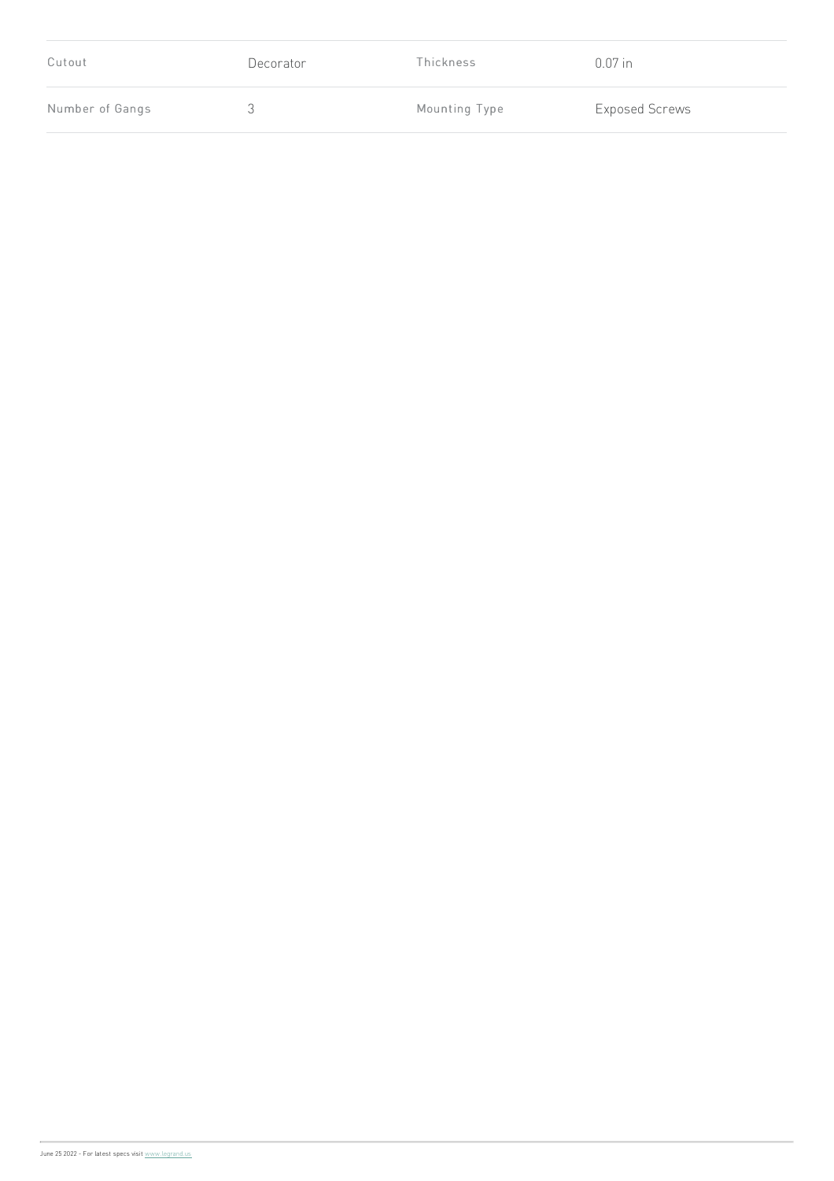| | | | |
|---|---|---|---|
| Cutout | Decorator | Thickness | 0.07 in |
| Number of Gangs | 3 | Mounting Type | Exposed Screws |